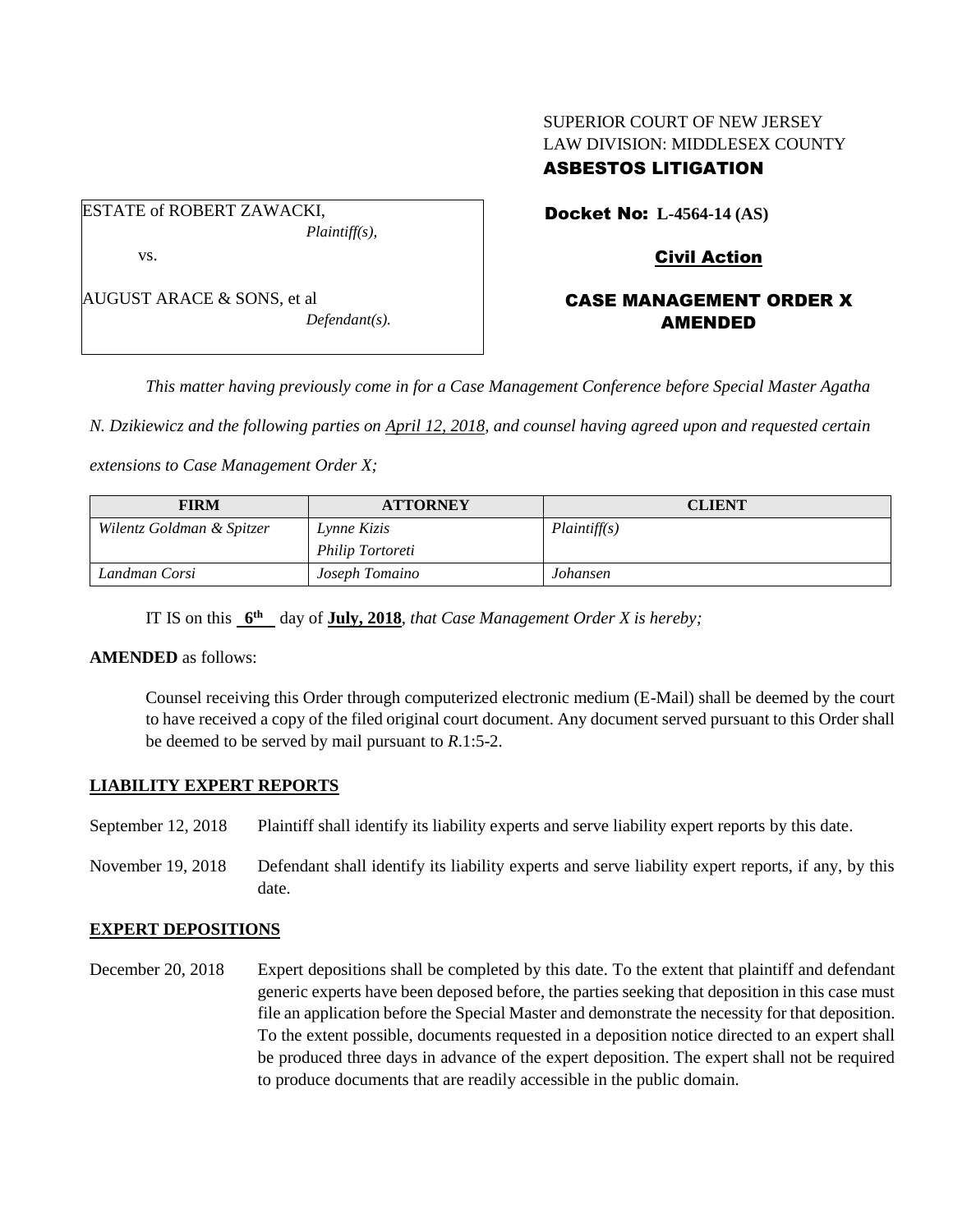SUPERIOR COURT OF NEW JERSEY
LAW DIVISION: MIDDLESEX COUNTY
**ASBESTOS LITIGATION**

ESTATE of ROBERT ZAWACKI,
*Plaintiff(s),*

vs.

AUGUST ARACE & SONS, et al
*Defendant(s).*

**Docket No: L-4564-14 (AS)**

**Civil Action**

**CASE MANAGEMENT ORDER X AMENDED**

*This matter having previously come in for a Case Management Conference before Special Master Agatha N. Dzikiewicz and the following parties on April 12, 2018, and counsel having agreed upon and requested certain extensions to Case Management Order X;*

| FIRM | ATTORNEY | CLIENT |
|---|---|---|
| *Wilentz Goldman & Spitzer* | *Lynne Kizis* *Philip Tortoreti* | *Plaintiff(s)* |
| *Landman Corsi* | *Joseph Tomaino* | *Johansen* |

IT IS on this **6th** day of **July, 2018**, *that Case Management Order X is hereby;*

**AMENDED** as follows:

Counsel receiving this Order through computerized electronic medium (E-Mail) shall be deemed by the court to have received a copy of the filed original court document. Any document served pursuant to this Order shall be deemed to be served by mail pursuant to *R*.1:5-2.

**LIABILITY EXPERT REPORTS**

September 12, 2018 Plaintiff shall identify its liability experts and serve liability expert reports by this date.

November 19, 2018 Defendant shall identify its liability experts and serve liability expert reports, if any, by this date.

**EXPERT DEPOSITIONS**

December 20, 2018 Expert depositions shall be completed by this date. To the extent that plaintiff and defendant generic experts have been deposed before, the parties seeking that deposition in this case must file an application before the Special Master and demonstrate the necessity for that deposition. To the extent possible, documents requested in a deposition notice directed to an expert shall be produced three days in advance of the expert deposition. The expert shall not be required to produce documents that are readily accessible in the public domain.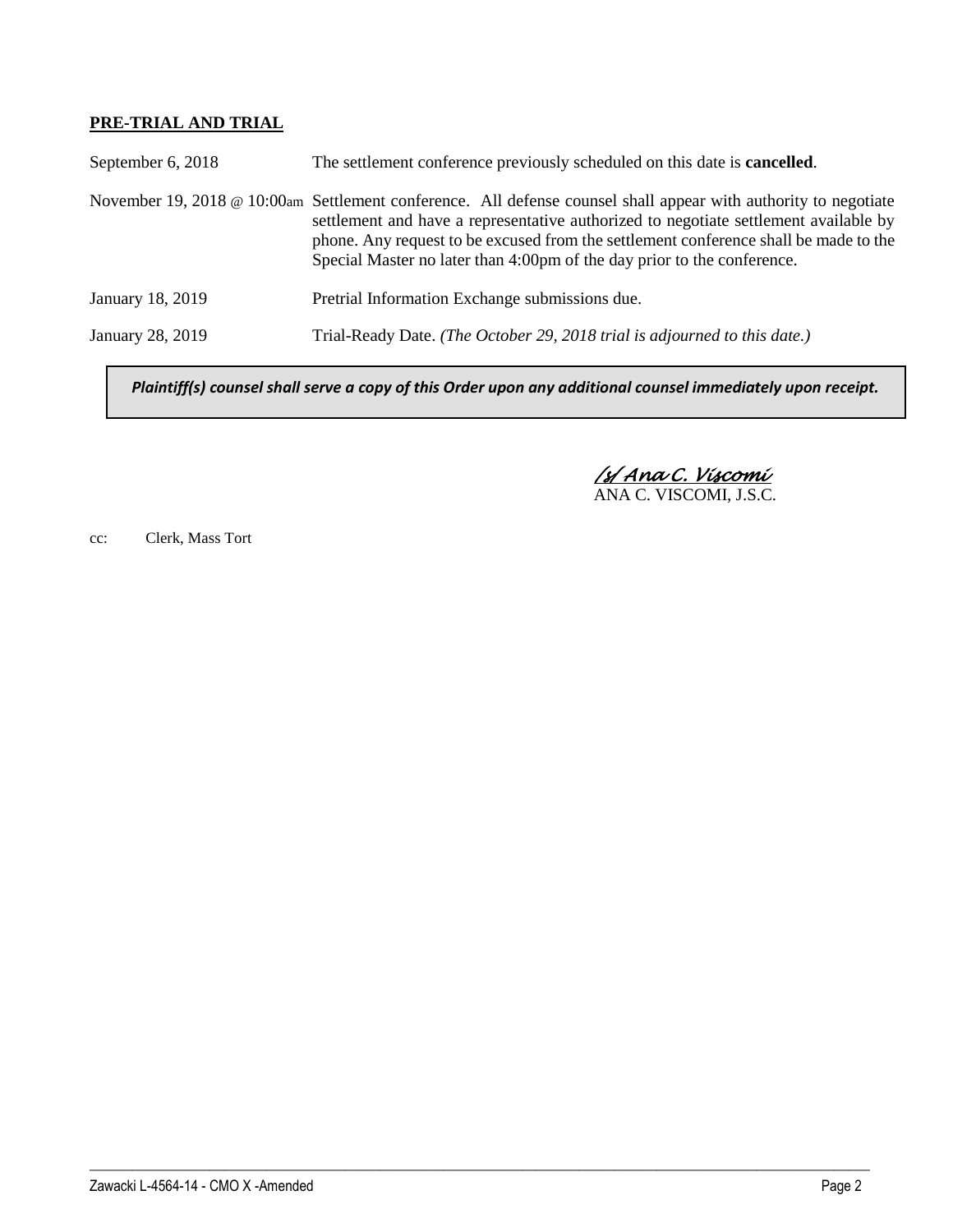**PRE-TRIAL AND TRIAL**

| | |
|---|---|
| September 6, 2018 | The settlement conference previously scheduled on this date is **cancelled**. |
| November 19, 2018 @ 10:00am | Settlement conference. All defense counsel shall appear with authority to negotiate settlement and have a representative authorized to negotiate settlement available by phone. Any request to be excused from the settlement conference shall be made to the Special Master no later than 4:00pm of the day prior to the conference. |
| January 18, 2019 | Pretrial Information Exchange submissions due. |
| January 28, 2019 | Trial-Ready Date. *(The October 29, 2018 trial is adjourned to this date.)* |

***Plaintiff(s) counsel shall serve a copy of this Order upon any additional counsel immediately upon receipt.***

/s/ Ana C. Viscomi
ANA C. VISCOMI, J.S.C.

cc: Clerk, Mass Tort